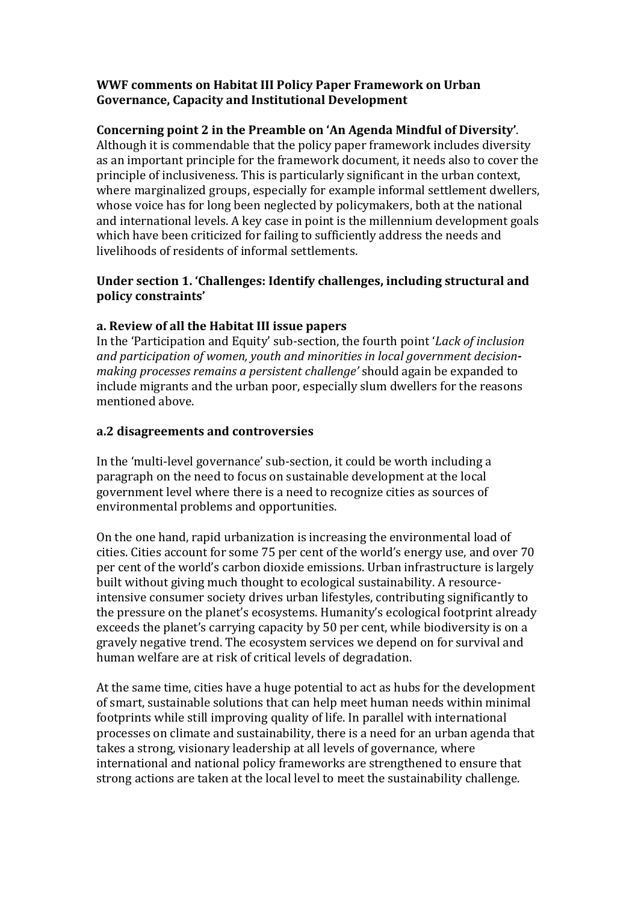**WWF comments on Habitat III Policy Paper Framework on Urban Governance, Capacity and Institutional Development**

**Concerning point 2 in the Preamble on 'An Agenda Mindful of Diversity'**. Although it is commendable that the policy paper framework includes diversity as an important principle for the framework document, it needs also to cover the principle of inclusiveness. This is particularly significant in the urban context, where marginalized groups, especially for example informal settlement dwellers, whose voice has for long been neglected by policymakers, both at the national and international levels. A key case in point is the millennium development goals which have been criticized for failing to sufficiently address the needs and livelihoods of residents of informal settlements.

**Under section 1. 'Challenges: Identify challenges, including structural and policy constraints'**

**a. Review of all the Habitat III issue papers**

In the 'Participation and Equity' sub-section, the fourth point '*Lack of inclusion and participation of women, youth and minorities in local government decision-making processes remains a persistent challenge*' should again be expanded to include migrants and the urban poor, especially slum dwellers for the reasons mentioned above.

**a.2 disagreements and controversies**

In the 'multi-level governance' sub-section, it could be worth including a paragraph on the need to focus on sustainable development at the local government level where there is a need to recognize cities as sources of environmental problems and opportunities.

On the one hand, rapid urbanization is increasing the environmental load of cities. Cities account for some 75 per cent of the world's energy use, and over 70 per cent of the world's carbon dioxide emissions. Urban infrastructure is largely built without giving much thought to ecological sustainability. A resource-intensive consumer society drives urban lifestyles, contributing significantly to the pressure on the planet's ecosystems. Humanity's ecological footprint already exceeds the planet's carrying capacity by 50 per cent, while biodiversity is on a gravely negative trend. The ecosystem services we depend on for survival and human welfare are at risk of critical levels of degradation.

At the same time, cities have a huge potential to act as hubs for the development of smart, sustainable solutions that can help meet human needs within minimal footprints while still improving quality of life. In parallel with international processes on climate and sustainability, there is a need for an urban agenda that takes a strong, visionary leadership at all levels of governance, where international and national policy frameworks are strengthened to ensure that strong actions are taken at the local level to meet the sustainability challenge.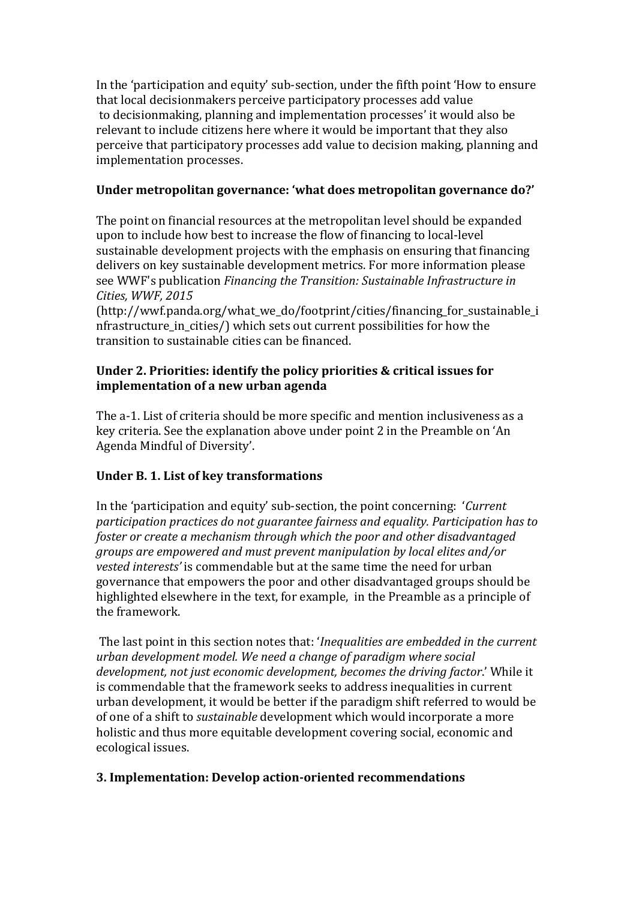In the 'participation and equity' sub-section, under the fifth point 'How to ensure that local decisionmakers perceive participatory processes add value to decisionmaking, planning and implementation processes' it would also be relevant to include citizens here where it would be important that they also perceive that participatory processes add value to decision making, planning and implementation processes.

**Under metropolitan governance: 'what does metropolitan governance do?'**

The point on financial resources at the metropolitan level should be expanded upon to include how best to increase the flow of financing to local-level sustainable development projects with the emphasis on ensuring that financing delivers on key sustainable development metrics. For more information please see WWF's publication *Financing the Transition: Sustainable Infrastructure in Cities, WWF, 2015* (http://wwf.panda.org/what_we_do/footprint/cities/financing_for_sustainable_infrastructure_in_cities/) which sets out current possibilities for how the transition to sustainable cities can be financed.

**Under 2. Priorities: identify the policy priorities & critical issues for implementation of a new urban agenda**

The a-1. List of criteria should be more specific and mention inclusiveness as a key criteria. See the explanation above under point 2 in the Preamble on 'An Agenda Mindful of Diversity'.

**Under B. 1. List of key transformations**

In the 'participation and equity' sub-section, the point concerning: '*Current participation practices do not guarantee fairness and equality. Participation has to foster or create a mechanism through which the poor and other disadvantaged groups are empowered and must prevent manipulation by local elites and/or vested interests'* is commendable but at the same time the need for urban governance that empowers the poor and other disadvantaged groups should be highlighted elsewhere in the text, for example, in the Preamble as a principle of the framework.

The last point in this section notes that: '*Inequalities are embedded in the current urban development model. We need a change of paradigm where social development, not just economic development, becomes the driving factor*.' While it is commendable that the framework seeks to address inequalities in current urban development, it would be better if the paradigm shift referred to would be of one of a shift to *sustainable* development which would incorporate a more holistic and thus more equitable development covering social, economic and ecological issues.

**3. Implementation: Develop action-oriented recommendations**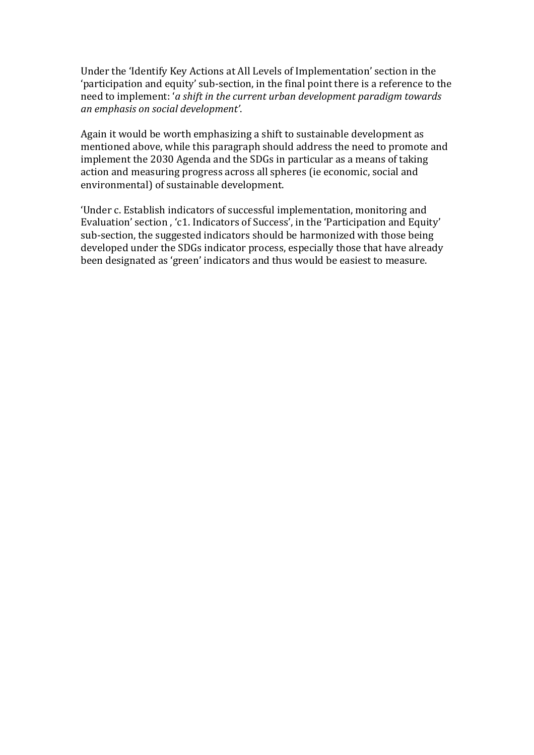Under the 'Identify Key Actions at All Levels of Implementation' section in the 'participation and equity' sub-section, in the final point there is a reference to the need to implement: '*a shift in the current urban development paradigm towards an emphasis on social development'*.

Again it would be worth emphasizing a shift to sustainable development as mentioned above, while this paragraph should address the need to promote and implement the 2030 Agenda and the SDGs in particular as a means of taking action and measuring progress across all spheres (ie economic, social and environmental) of sustainable development.

'Under c. Establish indicators of successful implementation, monitoring and Evaluation' section , 'c1. Indicators of Success', in the 'Participation and Equity' sub-section, the suggested indicators should be harmonized with those being developed under the SDGs indicator process, especially those that have already been designated as 'green' indicators and thus would be easiest to measure.